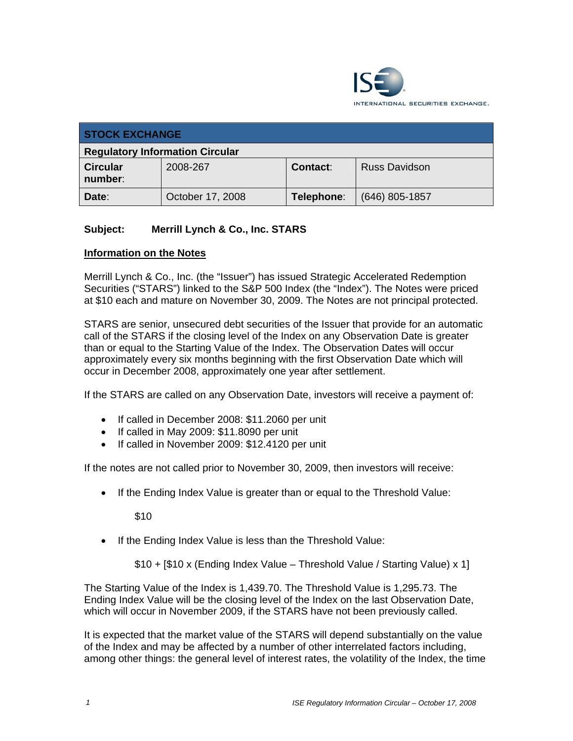| STOCK EXCHANGE | | | |
|---|---|---|---|
| **Regulatory Information Circular** | | | |
| **Circular number**: | 2008-267 | **Contact**: | Russ Davidson |
| **Date**: | October 17, 2008 | **Telephone**: | (646) 805-1857 |

**Subject: Merrill Lynch & Co., Inc. STARS**

**Information on the Notes**

Merrill Lynch & Co., Inc. (the "Issuer") has issued Strategic Accelerated Redemption Securities ("STARS") linked to the S&P 500 Index (the "Index"). The Notes were priced at $10 each and mature on November 30, 2009. The Notes are not principal protected.

STARS are senior, unsecured debt securities of the Issuer that provide for an automatic call of the STARS if the closing level of the Index on any Observation Date is greater than or equal to the Starting Value of the Index. The Observation Dates will occur approximately every six months beginning with the first Observation Date which will occur in December 2008, approximately one year after settlement.

If the STARS are called on any Observation Date, investors will receive a payment of:

- If called in December 2008: $11.2060 per unit
- If called in May 2009: $11.8090 per unit
- If called in November 2009: $12.4120 per unit

If the notes are not called prior to November 30, 2009, then investors will receive:

- If the Ending Index Value is greater than or equal to the Threshold Value:

  $10

- If the Ending Index Value is less than the Threshold Value:

  $10 + [$10 x (Ending Index Value – Threshold Value / Starting Value) x 1]

The Starting Value of the Index is 1,439.70. The Threshold Value is 1,295.73. The Ending Index Value will be the closing level of the Index on the last Observation Date, which will occur in November 2009, if the STARS have not been previously called.

It is expected that the market value of the STARS will depend substantially on the value of the Index and may be affected by a number of other interrelated factors including, among other things: the general level of interest rates, the volatility of the Index, the time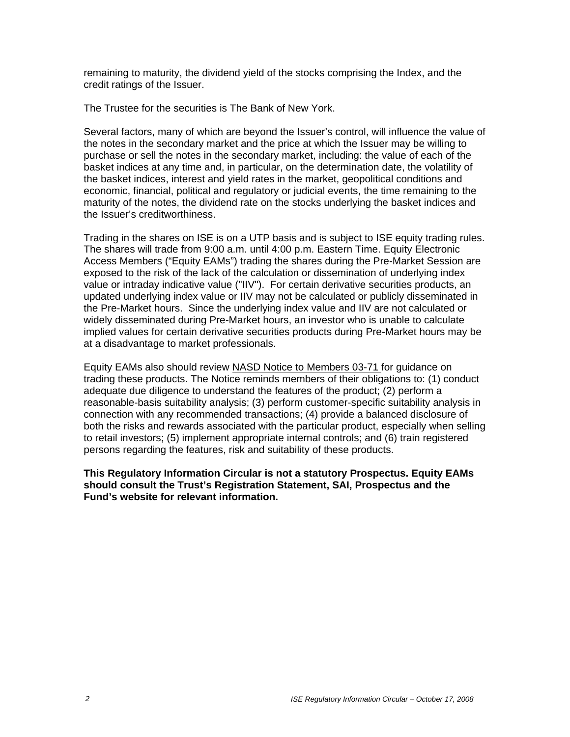remaining to maturity, the dividend yield of the stocks comprising the Index, and the credit ratings of the Issuer.

The Trustee for the securities is The Bank of New York.

Several factors, many of which are beyond the Issuer's control, will influence the value of the notes in the secondary market and the price at which the Issuer may be willing to purchase or sell the notes in the secondary market, including: the value of each of the basket indices at any time and, in particular, on the determination date, the volatility of the basket indices, interest and yield rates in the market, geopolitical conditions and economic, financial, political and regulatory or judicial events, the time remaining to the maturity of the notes, the dividend rate on the stocks underlying the basket indices and the Issuer's creditworthiness.

Trading in the shares on ISE is on a UTP basis and is subject to ISE equity trading rules. The shares will trade from 9:00 a.m. until 4:00 p.m. Eastern Time. Equity Electronic Access Members ("Equity EAMs") trading the shares during the Pre-Market Session are exposed to the risk of the lack of the calculation or dissemination of underlying index value or intraday indicative value ("IIV"). For certain derivative securities products, an updated underlying index value or IIV may not be calculated or publicly disseminated in the Pre-Market hours. Since the underlying index value and IIV are not calculated or widely disseminated during Pre-Market hours, an investor who is unable to calculate implied values for certain derivative securities products during Pre-Market hours may be at a disadvantage to market professionals.

Equity EAMs also should review NASD Notice to Members 03-71 for guidance on trading these products. The Notice reminds members of their obligations to: (1) conduct adequate due diligence to understand the features of the product; (2) perform a reasonable-basis suitability analysis; (3) perform customer-specific suitability analysis in connection with any recommended transactions; (4) provide a balanced disclosure of both the risks and rewards associated with the particular product, especially when selling to retail investors; (5) implement appropriate internal controls; and (6) train registered persons regarding the features, risk and suitability of these products.

**This Regulatory Information Circular is not a statutory Prospectus. Equity EAMs should consult the Trust's Registration Statement, SAI, Prospectus and the Fund's website for relevant information.**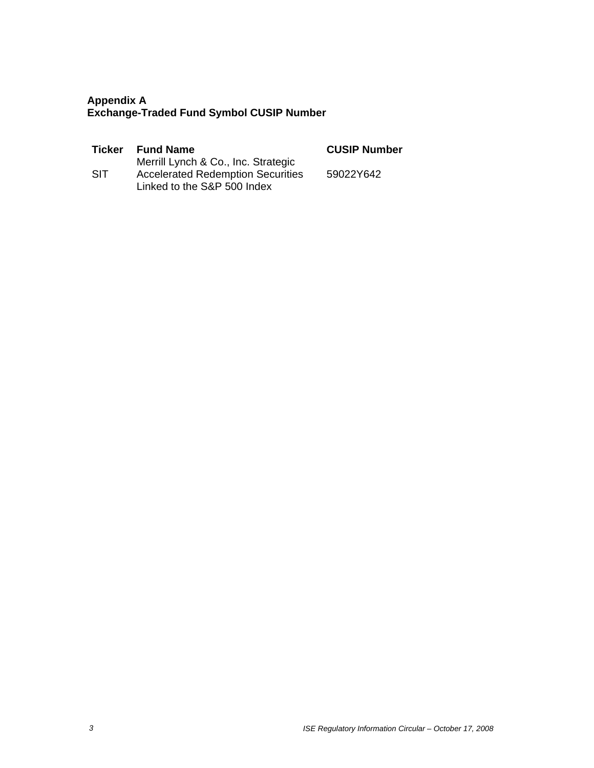**Appendix A**
**Exchange-Traded Fund Symbol CUSIP Number**

| Ticker | Fund Name | CUSIP Number |
|---|---|---|
| SIT | Merrill Lynch & Co., Inc. Strategic Accelerated Redemption Securities Linked to the S&P 500 Index | 59022Y642 |